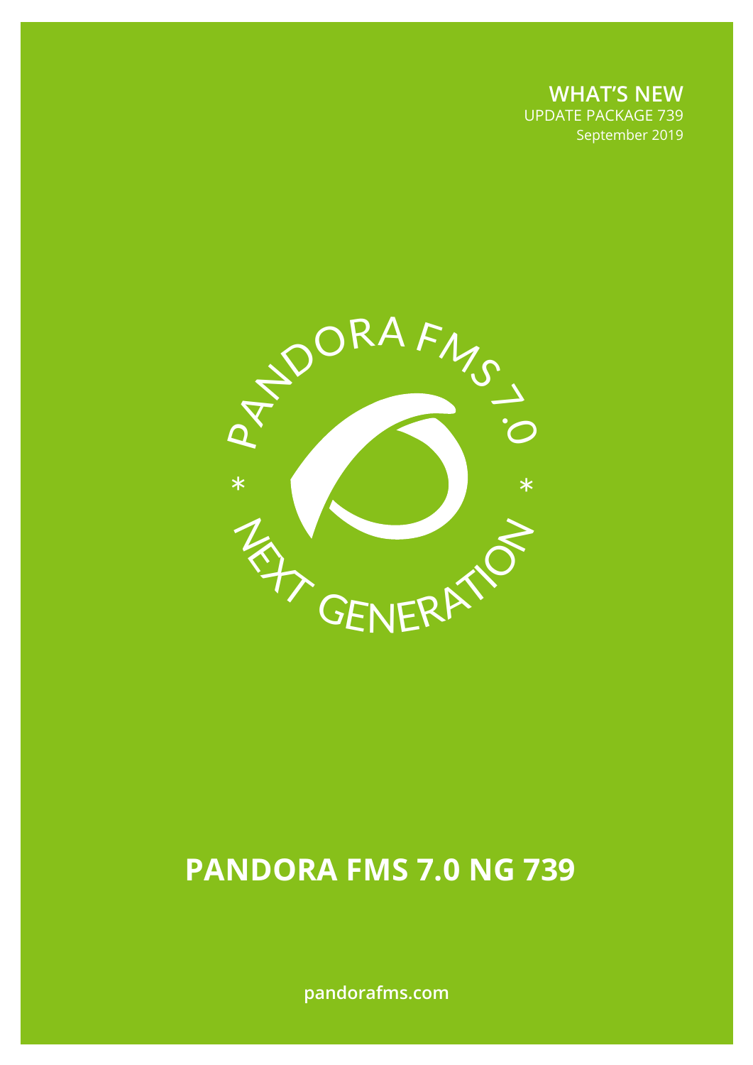**WHAT'S NEW**
UPDATE PACKAGE 739
September 2019

PANDORA FMS 7.0 * NEXT GENERATION *

# PANDORA FMS 7.0 NG 739

pandorafms.com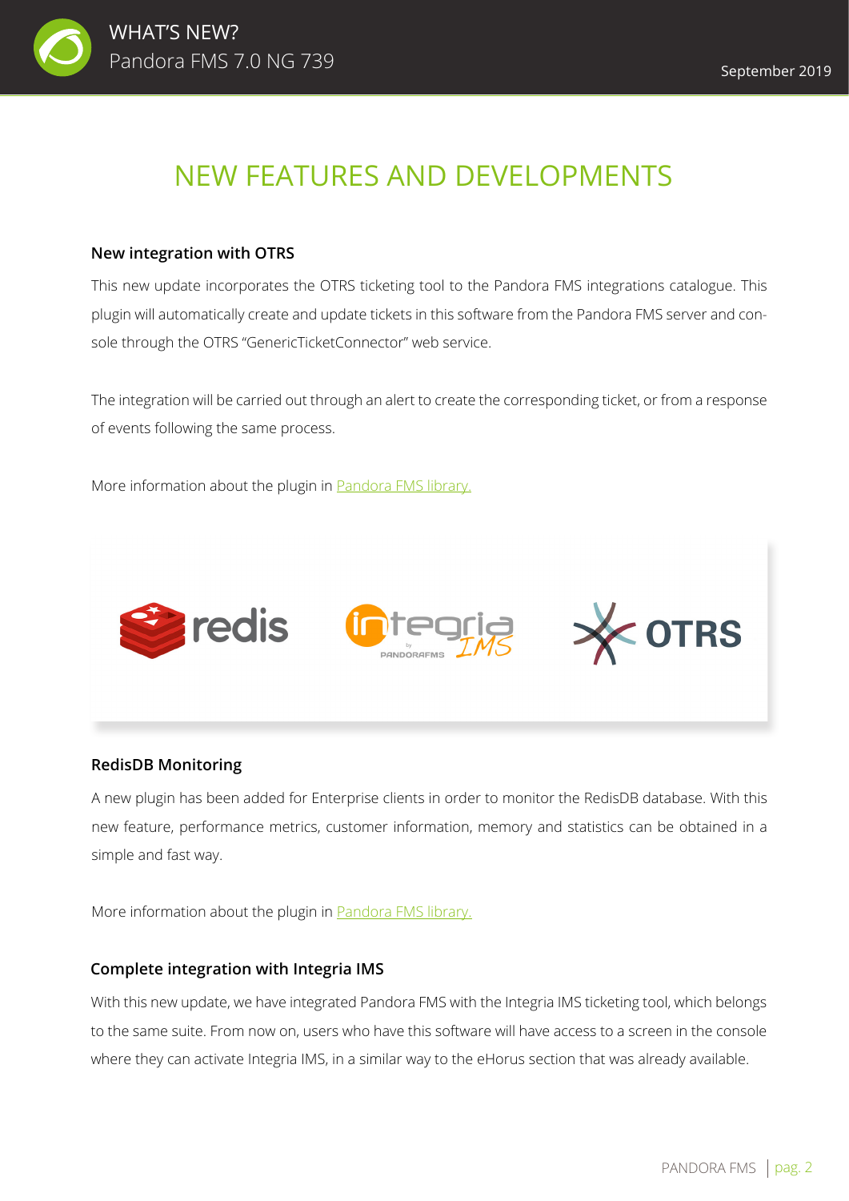# NEW FEATURES AND DEVELOPMENTS

### New integration with OTRS

This new update incorporates the OTRS ticketing tool to the Pandora FMS integrations catalogue. This plugin will automatically create and update tickets in this software from the Pandora FMS server and console through the OTRS "GenericTicketConnector" web service.

The integration will be carried out through an alert to create the corresponding ticket, or from a response of events following the same process.

More information about the plugin in Pandora FMS library.

### RedisDB Monitoring

A new plugin has been added for Enterprise clients in order to monitor the RedisDB database. With this new feature, performance metrics, customer information, memory and statistics can be obtained in a simple and fast way.

More information about the plugin in Pandora FMS library.

### Complete integration with Integria IMS

With this new update, we have integrated Pandora FMS with the Integria IMS ticketing tool, which belongs to the same suite. From now on, users who have this software will have access to a screen in the console where they can activate Integria IMS, in a similar way to the eHorus section that was already available.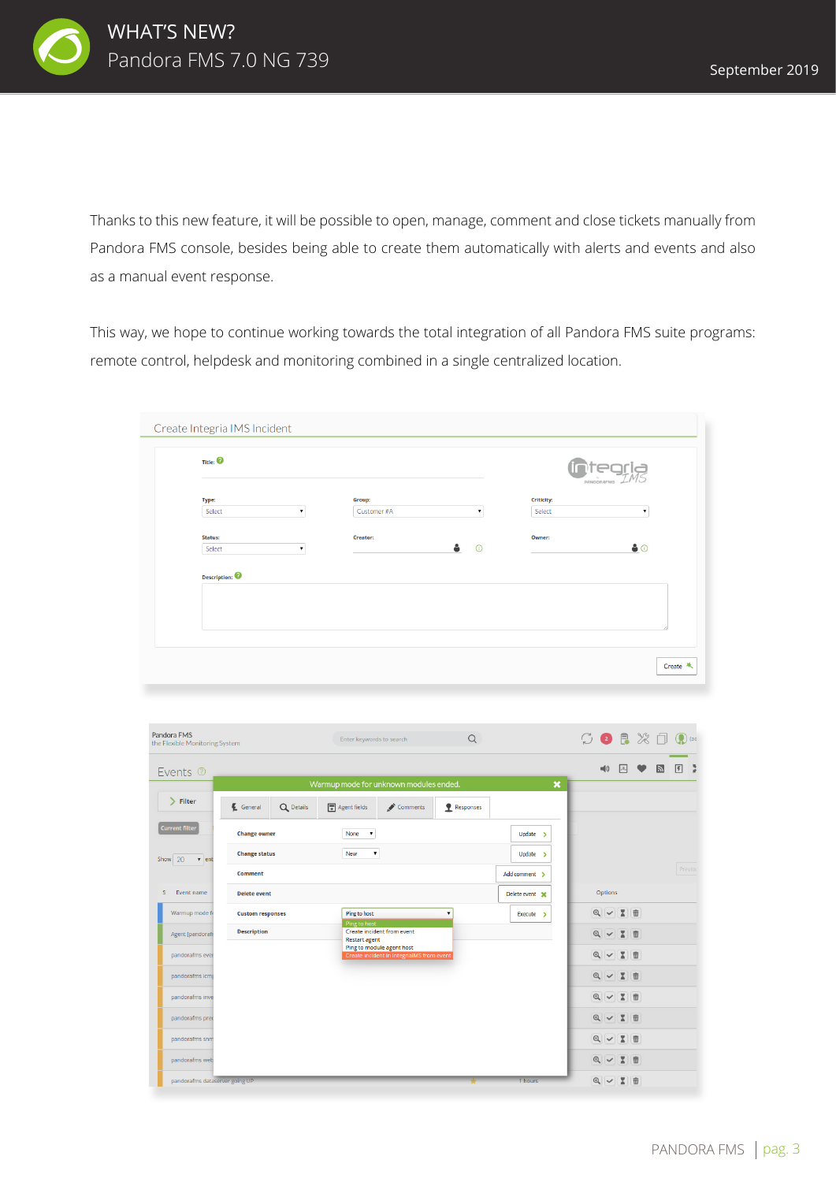Thanks to this new feature, it will be possible to open, manage, comment and close tickets manually from Pandora FMS console, besides being able to create them automatically with alerts and events and also as a manual event response.

This way, we hope to continue working towards the total integration of all Pandora FMS suite programs: remote control, helpdesk and monitoring combined in a single centralized location.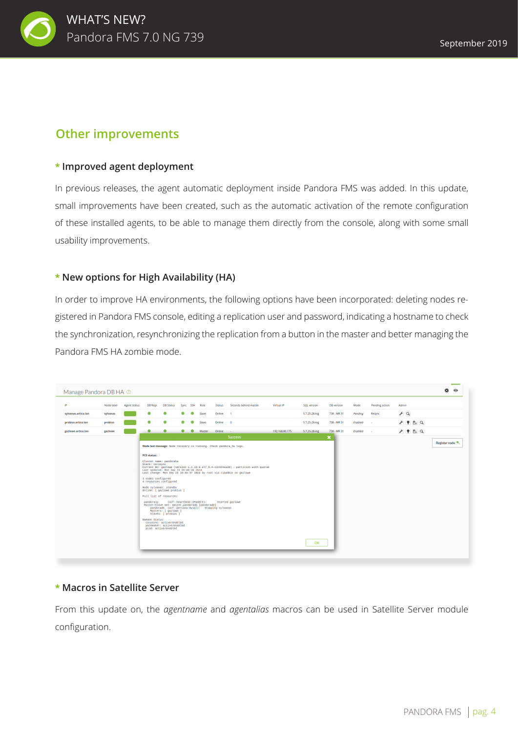## Other improvements

### * Improved agent deployment

In previous releases, the agent automatic deployment inside Pandora FMS was added. In this update, small improvements have been created, such as the automatic activation of the remote configuration of these installed agents, to be able to manage them directly from the console, along with some small usability improvements.

### * New options for High Availability (HA)

In order to improve HA environments, the following options have been incorporated: deleting nodes registered in Pandora FMS console, editing a replication user and password, indicating a hostname to check the synchronization, resynchronizing the replication from a button in the master and better managing the Pandora FMS HA zombie mode.

### * Macros in Satellite Server

From this update on, the *agentname* and *agentalias* macros can be used in Satellite Server module configuration.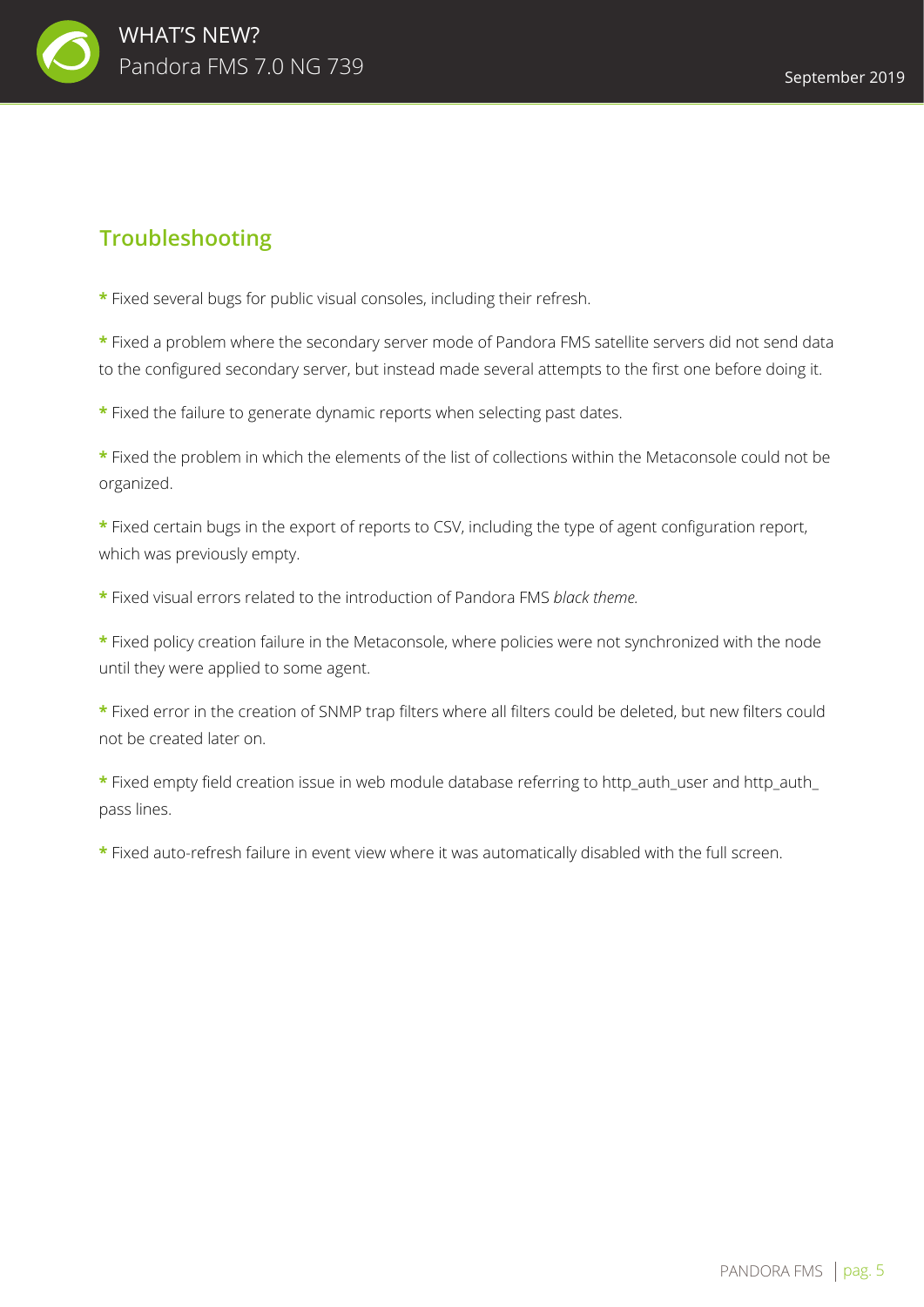## Troubleshooting

* Fixed several bugs for public visual consoles, including their refresh.

* Fixed a problem where the secondary server mode of Pandora FMS satellite servers did not send data to the configured secondary server, but instead made several attempts to the first one before doing it.

* Fixed the failure to generate dynamic reports when selecting past dates.

* Fixed the problem in which the elements of the list of collections within the Metaconsole could not be organized.

* Fixed certain bugs in the export of reports to CSV, including the type of agent configuration report, which was previously empty.

* Fixed visual errors related to the introduction of Pandora FMS *black theme.*

* Fixed policy creation failure in the Metaconsole, where policies were not synchronized with the node until they were applied to some agent.

* Fixed error in the creation of SNMP trap filters where all filters could be deleted, but new filters could not be created later on.

* Fixed empty field creation issue in web module database referring to http_auth_user and http_auth_pass lines.

* Fixed auto-refresh failure in event view where it was automatically disabled with the full screen.